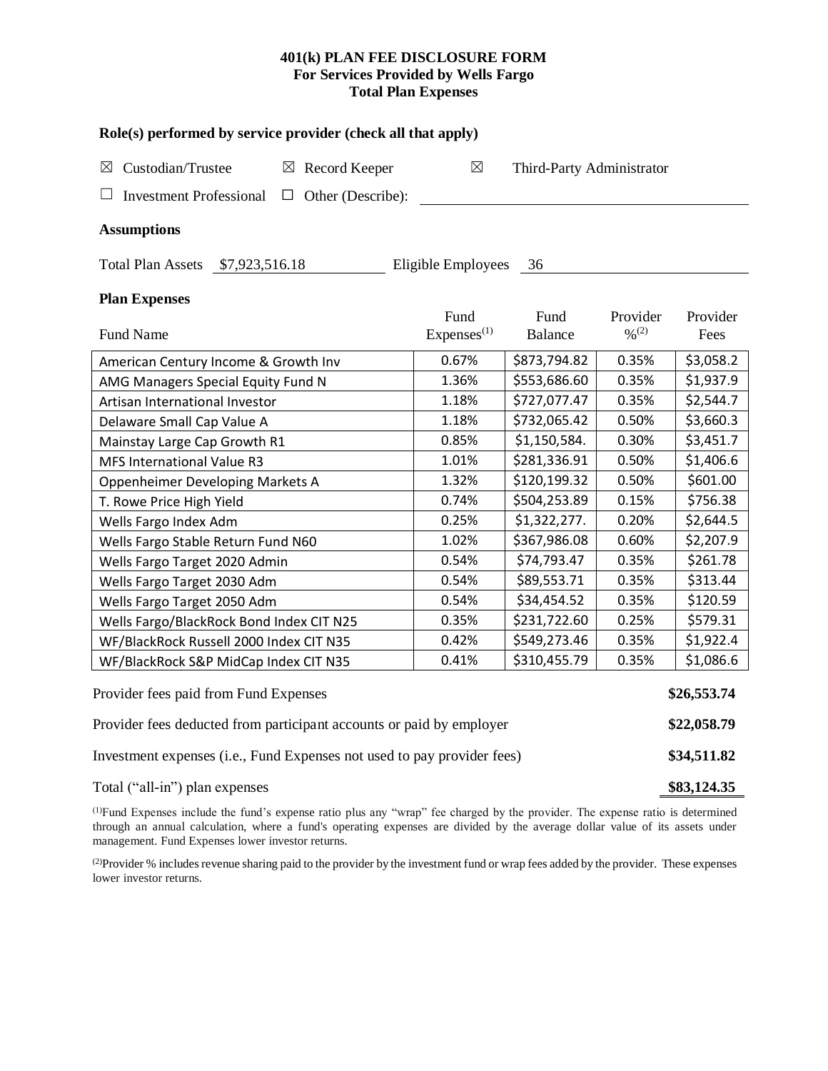# 401(k) PLAN FEE DISCLOSURE FORM
## For Services Provided by Wells Fargo
## Total Plan Expenses

### Role(s) performed by service provider (check all that apply)

☒ Custodian/Trustee ☒ Record Keeper ☒ Third-Party Administrator

☐ Investment Professional ☐ Other (Describe):

### Assumptions

Total Plan Assets $7,923,516.18 Eligible Employees 36

### Plan Expenses

| Fund Name | Fund Expenses[1] | Fund Balance | Provider %[2] | Provider Fees |
|---|---|---|---|---|
| American Century Income & Growth Inv | 0.67% | $873,794.82 | 0.35% | $3,058.2 |
| AMG Managers Special Equity Fund N | 1.36% | $553,686.60 | 0.35% | $1,937.9 |
| Artisan International Investor | 1.18% | $727,077.47 | 0.35% | $2,544.7 |
| Delaware Small Cap Value A | 1.18% | $732,065.42 | 0.50% | $3,660.3 |
| Mainstay Large Cap Growth R1 | 0.85% | $1,150,584. | 0.30% | $3,451.7 |
| MFS International Value R3 | 1.01% | $281,336.91 | 0.50% | $1,406.6 |
| Oppenheimer Developing Markets A | 1.32% | $120,199.32 | 0.50% | $601.00 |
| T. Rowe Price High Yield | 0.74% | $504,253.89 | 0.15% | $756.38 |
| Wells Fargo Index Adm | 0.25% | $1,322,277. | 0.20% | $2,644.5 |
| Wells Fargo Stable Return Fund N60 | 1.02% | $367,986.08 | 0.60% | $2,207.9 |
| Wells Fargo Target 2020 Admin | 0.54% | $74,793.47 | 0.35% | $261.78 |
| Wells Fargo Target 2030 Adm | 0.54% | $89,553.71 | 0.35% | $313.44 |
| Wells Fargo Target 2050 Adm | 0.54% | $34,454.52 | 0.35% | $120.59 |
| Wells Fargo/BlackRock Bond Index CIT N25 | 0.35% | $231,722.60 | 0.25% | $579.31 |
| WF/BlackRock Russell 2000 Index CIT N35 | 0.42% | $549,273.46 | 0.35% | $1,922.4 |
| WF/BlackRock S&P MidCap Index CIT N35 | 0.41% | $310,455.79 | 0.35% | $1,086.6 |

| | |
|---|---|
| Provider fees paid from Fund Expenses | **$26,553.74** |
| Provider fees deducted from participant accounts or paid by employer | **$22,058.79** |
| Investment expenses (i.e., Fund Expenses not used to pay provider fees) | **$34,511.82** |
| Total ("all-in") plan expenses | **$83,124.35** |

[1]Fund Expenses include the fund's expense ratio plus any "wrap" fee charged by the provider. The expense ratio is determined through an annual calculation, where a fund's operating expenses are divided by the average dollar value of its assets under management. Fund Expenses lower investor returns.

[2]Provider % includes revenue sharing paid to the provider by the investment fund or wrap fees added by the provider. These expenses lower investor returns.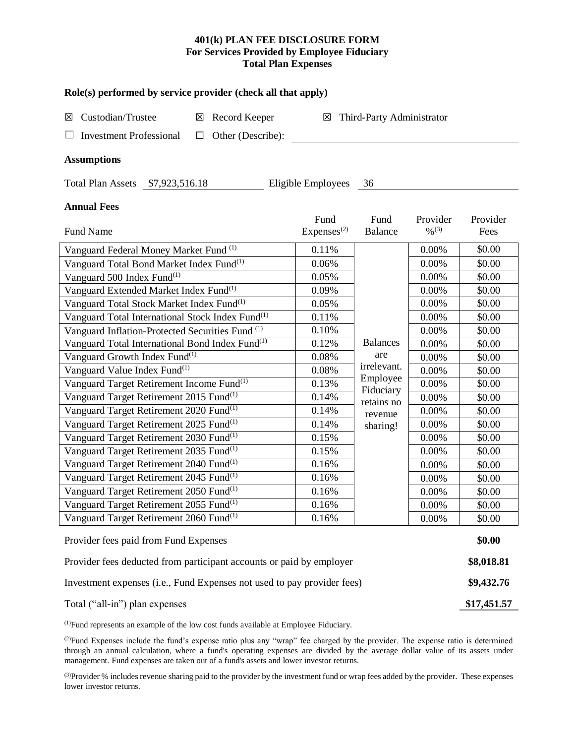**401(k) PLAN FEE DISCLOSURE FORM**
**For Services Provided by Employee Fiduciary**
**Total Plan Expenses**

**Role(s) performed by service provider (check all that apply)**

☒ Custodian/Trustee ☒ Record Keeper ☒ Third-Party Administrator

☐ Investment Professional ☐ Other (Describe):

**Assumptions**

Total Plan Assets $7,923,516.18 Eligible Employees 36

**Annual Fees**

| Fund Name | Fund Expenses[2] | Fund Balance | Provider %[3] | Provider Fees |
|---|---|---|---|---|
| Vanguard Federal Money Market Fund [1] | 0.11% | Balances are irrelevant. Employee Fiduciary retains no revenue sharing! | 0.00% | $0.00 |
| Vanguard Total Bond Market Index Fund[1] | 0.06% | | 0.00% | $0.00 |
| Vanguard 500 Index Fund[1] | 0.05% | | 0.00% | $0.00 |
| Vanguard Extended Market Index Fund[1] | 0.09% | | 0.00% | $0.00 |
| Vanguard Total Stock Market Index Fund[1] | 0.05% | | 0.00% | $0.00 |
| Vanguard Total International Stock Index Fund[1] | 0.11% | | 0.00% | $0.00 |
| Vanguard Inflation-Protected Securities Fund [1] | 0.10% | | 0.00% | $0.00 |
| Vanguard Total International Bond Index Fund[1] | 0.12% | | 0.00% | $0.00 |
| Vanguard Growth Index Fund[1] | 0.08% | | 0.00% | $0.00 |
| Vanguard Value Index Fund[1] | 0.08% | | 0.00% | $0.00 |
| Vanguard Target Retirement Income Fund[1] | 0.13% | | 0.00% | $0.00 |
| Vanguard Target Retirement 2015 Fund[1] | 0.14% | | 0.00% | $0.00 |
| Vanguard Target Retirement 2020 Fund[1] | 0.14% | | 0.00% | $0.00 |
| Vanguard Target Retirement 2025 Fund[1] | 0.14% | | 0.00% | $0.00 |
| Vanguard Target Retirement 2030 Fund[1] | 0.15% | | 0.00% | $0.00 |
| Vanguard Target Retirement 2035 Fund[1] | 0.15% | | 0.00% | $0.00 |
| Vanguard Target Retirement 2040 Fund[1] | 0.16% | | 0.00% | $0.00 |
| Vanguard Target Retirement 2045 Fund[1] | 0.16% | | 0.00% | $0.00 |
| Vanguard Target Retirement 2050 Fund[1] | 0.16% | | 0.00% | $0.00 |
| Vanguard Target Retirement 2055 Fund[1] | 0.16% | | 0.00% | $0.00 |
| Vanguard Target Retirement 2060 Fund[1] | 0.16% | | 0.00% | $0.00 |

| | |
|---|---|
| Provider fees paid from Fund Expenses | **$0.00** |
| Provider fees deducted from participant accounts or paid by employer | **$8,018.81** |
| Investment expenses (i.e., Fund Expenses not used to pay provider fees) | **$9,432.76** |
| Total ("all-in") plan expenses | **$17,451.57** |

[1]Fund represents an example of the low cost funds available at Employee Fiduciary.

[2]Fund Expenses include the fund's expense ratio plus any "wrap" fee charged by the provider. The expense ratio is determined through an annual calculation, where a fund's operating expenses are divided by the average dollar value of its assets under management. Fund expenses are taken out of a fund's assets and lower investor returns.

[3]Provider % includes revenue sharing paid to the provider by the investment fund or wrap fees added by the provider. These expenses lower investor returns.